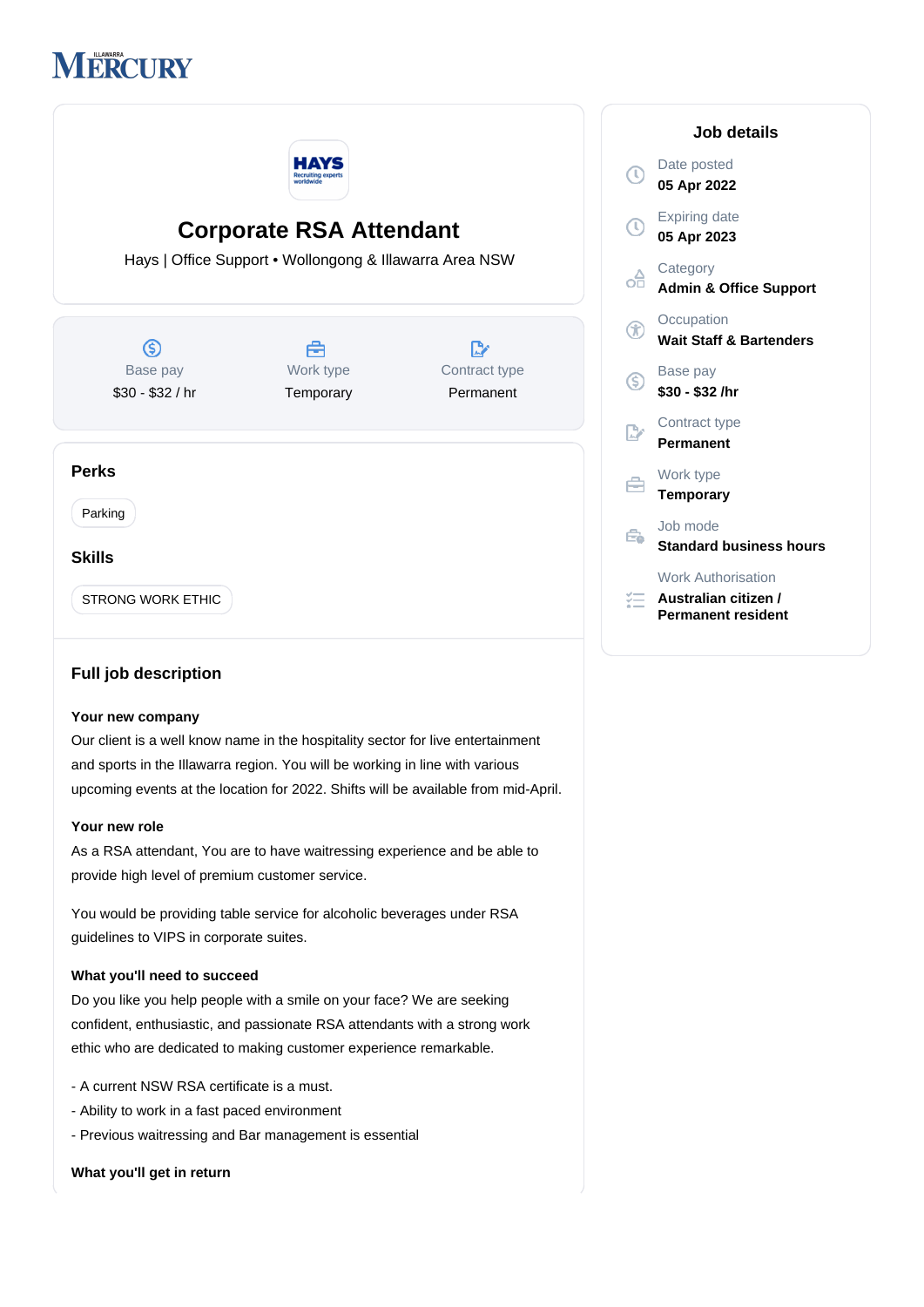ILLAWARRA MERCURY

HAYS
Recruiting experts worldwide

# Corporate RSA Attendant

Hays | Office Support • Wollongong & Illawarra Area NSW

| Base pay | Work type | Contract type |
|---|---|---|
| $30 - $32 / hr | Temporary | Permanent |

### Perks

Parking

### Skills

STRONG WORK ETHIC

## Full job description

**Your new company**

Our client is a well know name in the hospitality sector for live entertainment and sports in the Illawarra region. You will be working in line with various upcoming events at the location for 2022. Shifts will be available from mid-April.

**Your new role**

As a RSA attendant, You are to have waitressing experience and be able to provide high level of premium customer service.

You would be providing table service for alcoholic beverages under RSA guidelines to VIPS in corporate suites.

**What you'll need to succeed**

Do you like you help people with a smile on your face? We are seeking confident, enthusiastic, and passionate RSA attendants with a strong work ethic who are dedicated to making customer experience remarkable.

- A current NSW RSA certificate is a must.
- Ability to work in a fast paced environment
- Previous waitressing and Bar management is essential

**What you'll get in return**

## Job details

Date posted
**05 Apr 2022**

Expiring date
**05 Apr 2023**

Category
**Admin & Office Support**

Occupation
**Wait Staff & Bartenders**

Base pay
**$30 - $32 /hr**

Contract type
**Permanent**

Work type
**Temporary**

Job mode
**Standard business hours**

Work Authorisation
**Australian citizen / Permanent resident**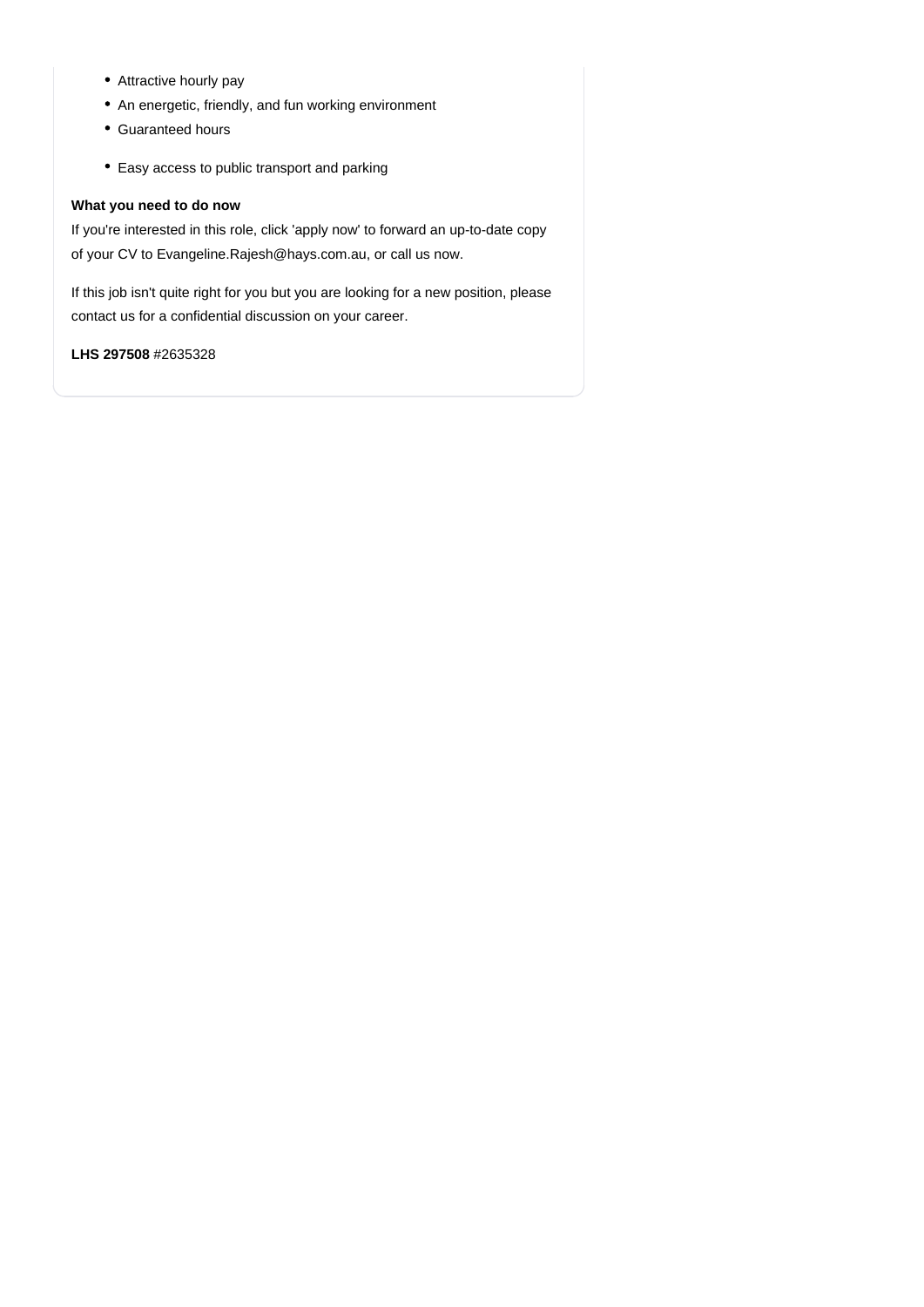- Attractive hourly pay
- An energetic, friendly, and fun working environment
- Guaranteed hours
- Easy access to public transport and parking

**What you need to do now**

If you're interested in this role, click 'apply now' to forward an up-to-date copy of your CV to Evangeline.Rajesh@hays.com.au, or call us now.

If this job isn't quite right for you but you are looking for a new position, please contact us for a confidential discussion on your career.

**LHS 297508** #2635328